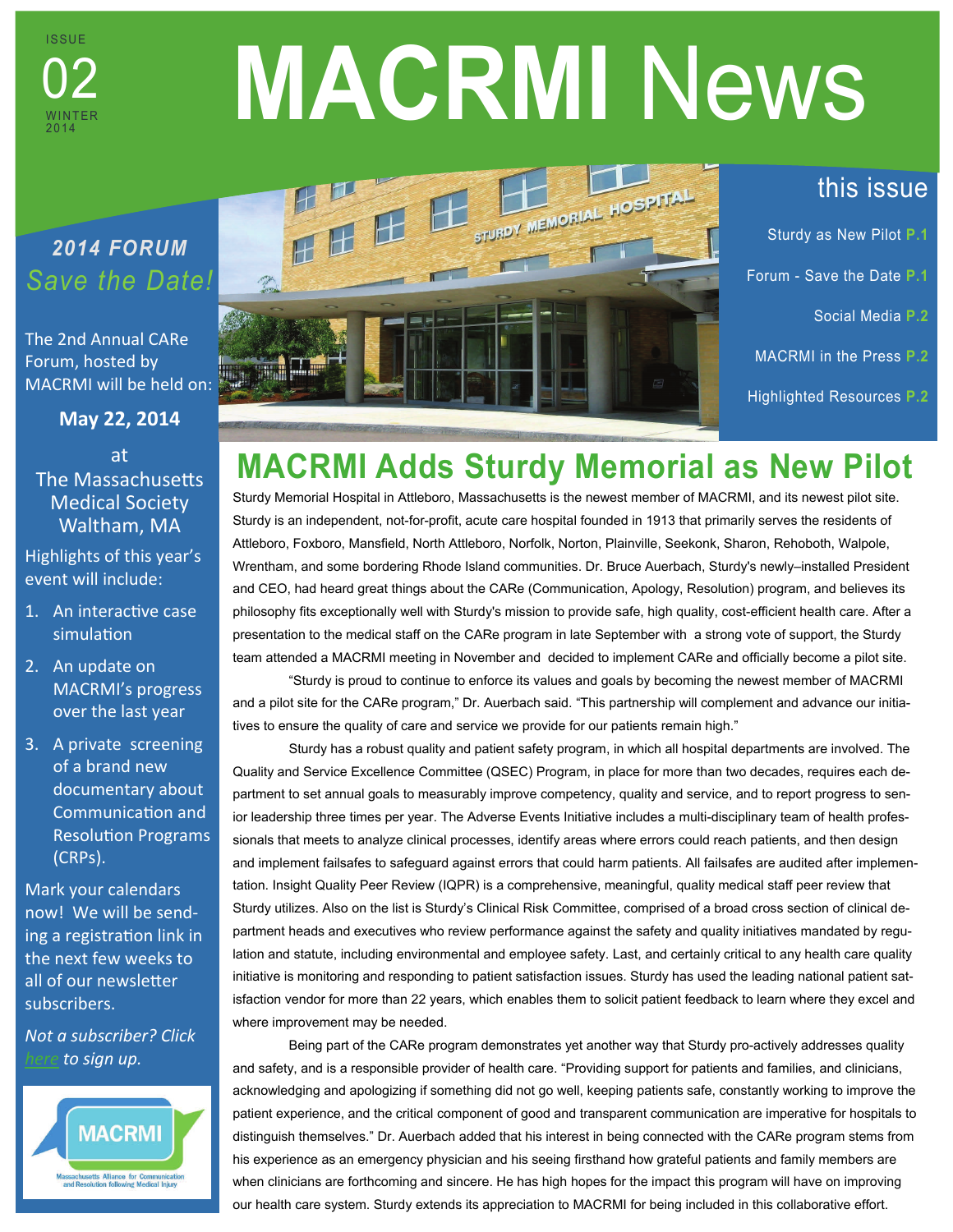ISSUE 02 WINTER 2014

# MACRMI News

## this issue

- Sturdy as New Pilot P.1
- Forum - Save the Date P.1
- Social Media P.2
- MACRMI in the Press P.2
- Highlighted Resources P.2

## 2014 FORUM *Save the Date!*

The 2nd Annual CARe Forum, hosted by MACRMI will be held on:

**May 22, 2014**

at
The Massachusetts Medical Society
Waltham, MA

Highlights of this year's event will include:

1. An interactive case simulation
2. An update on MACRMI's progress over the last year
3. A private screening of a brand new documentary about Communication and Resolution Programs (CRPs).

Mark your calendars now! We will be sending a registration link in the next few weeks to all of our newsletter subscribers.

*Not a subscriber? Click here to sign up.*

MACRMI — Massachusetts Alliance for Communication and Resolution following Medical Injury

# MACRMI Adds Sturdy Memorial as New Pilot

Sturdy Memorial Hospital in Attleboro, Massachusetts is the newest member of MACRMI, and its newest pilot site. Sturdy is an independent, not-for-profit, acute care hospital founded in 1913 that primarily serves the residents of Attleboro, Foxboro, Mansfield, North Attleboro, Norfolk, Norton, Plainville, Seekonk, Sharon, Rehoboth, Walpole, Wrentham, and some bordering Rhode Island communities. Dr. Bruce Auerbach, Sturdy's newly–installed President and CEO, had heard great things about the CARe (Communication, Apology, Resolution) program, and believes its philosophy fits exceptionally well with Sturdy's mission to provide safe, high quality, cost-efficient health care. After a presentation to the medical staff on the CARe program in late September with a strong vote of support, the Sturdy team attended a MACRMI meeting in November and decided to implement CARe and officially become a pilot site.

"Sturdy is proud to continue to enforce its values and goals by becoming the newest member of MACRMI and a pilot site for the CARe program," Dr. Auerbach said. "This partnership will complement and advance our initiatives to ensure the quality of care and service we provide for our patients remain high."

Sturdy has a robust quality and patient safety program, in which all hospital departments are involved. The Quality and Service Excellence Committee (QSEC) Program, in place for more than two decades, requires each department to set annual goals to measurably improve competency, quality and service, and to report progress to senior leadership three times per year. The Adverse Events Initiative includes a multi-disciplinary team of health professionals that meets to analyze clinical processes, identify areas where errors could reach patients, and then design and implement failsafes to safeguard against errors that could harm patients. All failsafes are audited after implementation. Insight Quality Peer Review (IQPR) is a comprehensive, meaningful, quality medical staff peer review that Sturdy utilizes. Also on the list is Sturdy's Clinical Risk Committee, comprised of a broad cross section of clinical department heads and executives who review performance against the safety and quality initiatives mandated by regulation and statute, including environmental and employee safety. Last, and certainly critical to any health care quality initiative is monitoring and responding to patient satisfaction issues. Sturdy has used the leading national patient satisfaction vendor for more than 22 years, which enables them to solicit patient feedback to learn where they excel and where improvement may be needed.

Being part of the CARe program demonstrates yet another way that Sturdy pro-actively addresses quality and safety, and is a responsible provider of health care. "Providing support for patients and families, and clinicians, acknowledging and apologizing if something did not go well, keeping patients safe, constantly working to improve the patient experience, and the critical component of good and transparent communication are imperative for hospitals to distinguish themselves." Dr. Auerbach added that his interest in being connected with the CARe program stems from his experience as an emergency physician and his seeing firsthand how grateful patients and family members are when clinicians are forthcoming and sincere. He has high hopes for the impact this program will have on improving our health care system. Sturdy extends its appreciation to MACRMI for being included in this collaborative effort.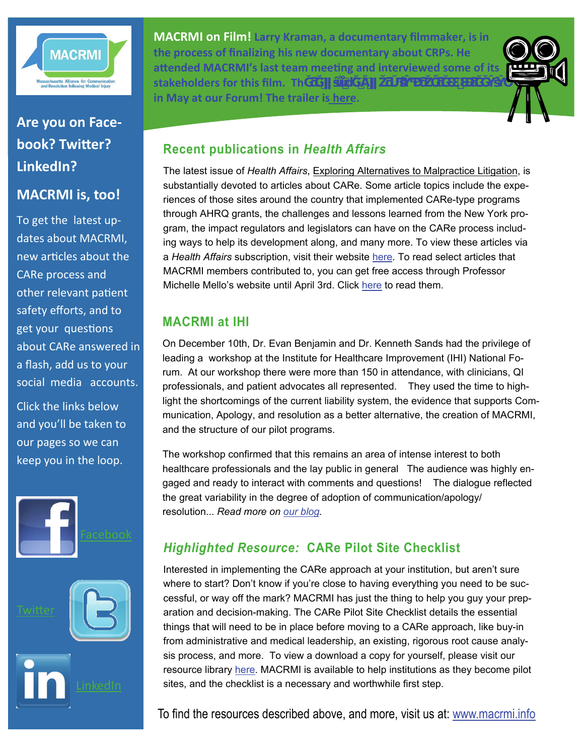**MACRMI on Film!** Larry Kraman, a documentary filmmaker, is in the process of finalizing his new documentary about CRPs. He attended MACRMI's last team meeting and interviewed some of its stakeholders for this film. ThĞĨŝůŵǁŝůůďĞƉƌĞŵŝĞƌĞĚ in May at our Forum! The trailer is here.

## Are you on Facebook? Twitter? LinkedIn?

## MACRMI is, too!

To get the latest updates about MACRMI, new articles about the CARe process and other relevant patient safety efforts, and to get your questions about CARe answered in a flash, add us to your social media accounts.

Click the links below and you'll be taken to our pages so we can keep you in the loop.

Facebook

Twitter

LinkedIn

## Recent publications in *Health Affairs*

The latest issue of *Health Affairs*, Exploring Alternatives to Malpractice Litigation, is substantially devoted to articles about CARe. Some article topics include the experiences of those sites around the country that implemented CARe-type programs through AHRQ grants, the challenges and lessons learned from the New York program, the impact regulators and legislators can have on the CARe process including ways to help its development along, and many more. To view these articles via a *Health Affairs* subscription, visit their website here. To read select articles that MACRMI members contributed to, you can get free access through Professor Michelle Mello's website until April 3rd. Click here to read them.

## MACRMI at IHI

On December 10th, Dr. Evan Benjamin and Dr. Kenneth Sands had the privilege of leading a workshop at the Institute for Healthcare Improvement (IHI) National Forum. At our workshop there were more than 150 in attendance, with clinicians, QI professionals, and patient advocates all represented. They used the time to highlight the shortcomings of the current liability system, the evidence that supports Communication, Apology, and resolution as a better alternative, the creation of MACRMI, and the structure of our pilot programs.

The workshop confirmed that this remains an area of intense interest to both healthcare professionals and the lay public in general The audience was highly engaged and ready to interact with comments and questions! The dialogue reflected the great variability in the degree of adoption of communication/apology/ resolution... *Read more on our blog.*

## *Highlighted Resource:* CARe Pilot Site Checklist

Interested in implementing the CARe approach at your institution, but aren't sure where to start? Don't know if you're close to having everything you need to be successful, or way off the mark? MACRMI has just the thing to help you guy your preparation and decision-making. The CARe Pilot Site Checklist details the essential things that will need to be in place before moving to a CARe approach, like buy-in from administrative and medical leadership, an existing, rigorous root cause analysis process, and more. To view a download a copy for yourself, please visit our resource library here. MACRMI is available to help institutions as they become pilot sites, and the checklist is a necessary and worthwhile first step.

To find the resources described above, and more, visit us at: www.macrmi.info